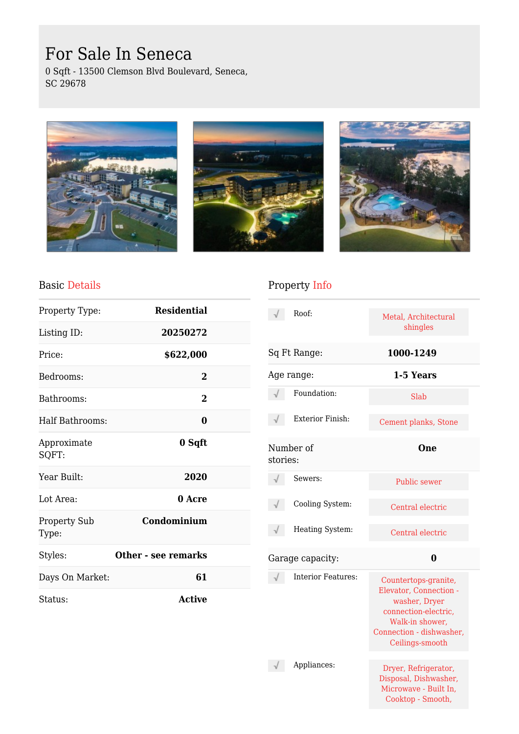# For Sale In Seneca

0 Sqft - 13500 Clemson Blvd Boulevard, Seneca, SC 29678

## Basic Details

| | |
|---|---|
| Property Type: | **Residential** |
| Listing ID: | **20250272** |
| Price: | **$622,000** |
| Bedrooms: | **2** |
| Bathrooms: | **2** |
| Half Bathrooms: | **0** |
| Approximate SQFT: | **0 Sqft** |
| Year Built: | **2020** |
| Lot Area: | **0 Acre** |
| Property Sub Type: | **Condominium** |
| Styles: | **Other - see remarks** |
| Days On Market: | **61** |
| Status: | **Active** |

## Property Info

| | |
|---|---|
| Roof: | Metal, Architectural shingles |
| Sq Ft Range: | **1000-1249** |
| Age range: | **1-5 Years** |
| Foundation: | Slab |
| Exterior Finish: | Cement planks, Stone |
| Number of stories: | **One** |
| Sewers: | Public sewer |
| Cooling System: | Central electric |
| Heating System: | Central electric |
| Garage capacity: | **0** |
| Interior Features: | Countertops-granite, Elevator, Connection - washer, Dryer connection-electric, Walk-in shower, Connection - dishwasher, Ceilings-smooth |
| Appliances: | Dryer, Refrigerator, Disposal, Dishwasher, Microwave - Built In, Cooktop - Smooth, |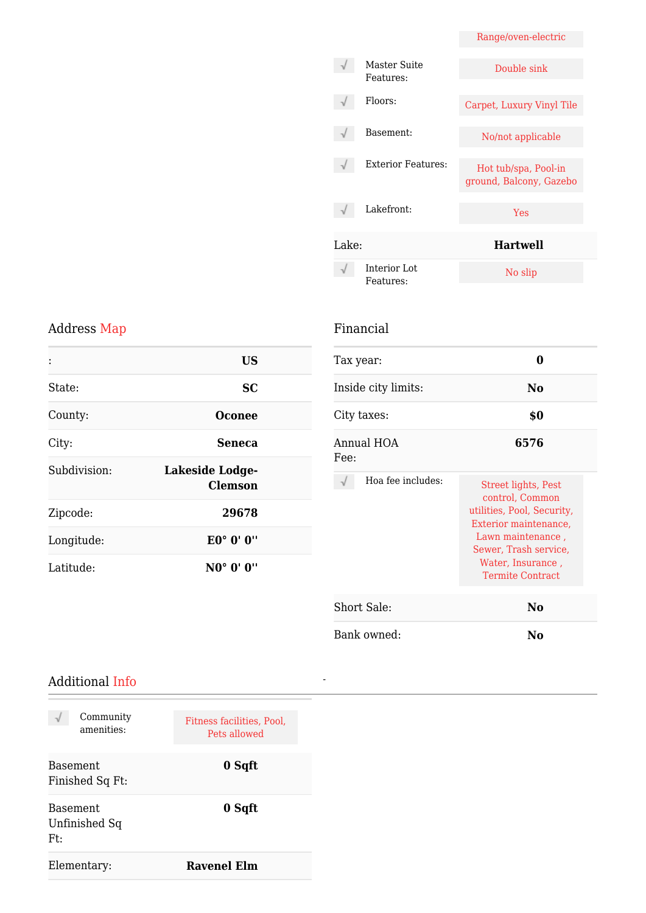| | |
|---|---|
| | Range/oven-electric |
| Master Suite Features: | Double sink |
| Floors: | Carpet, Luxury Vinyl Tile |
| Basement: | No/not applicable |
| Exterior Features: | Hot tub/spa, Pool-in ground, Balcony, Gazebo |
| Lakefront: | Yes |
| Lake: | **Hartwell** |
| Interior Lot Features: | No slip |

## Address Map

| | |
|---|---|
| : | **US** |
| State: | **SC** |
| County: | **Oconee** |
| City: | **Seneca** |
| Subdivision: | **Lakeside Lodge-Clemson** |
| Zipcode: | **29678** |
| Longitude: | **E0° 0' 0''** |
| Latitude: | **N0° 0' 0''** |

## Financial

| | |
|---|---|
| Tax year: | **0** |
| Inside city limits: | **No** |
| City taxes: | **$0** |
| Annual HOA Fee: | **6576** |
| Hoa fee includes: | Street lights, Pest control, Common utilities, Pool, Security, Exterior maintenance, Lawn maintenance , Sewer, Trash service, Water, Insurance , Termite Contract |
| Short Sale: | **No** |
| Bank owned: | **No** |

## Additional Info

| | |
|---|---|
| Community amenities: | Fitness facilities, Pool, Pets allowed |
| Basement Finished Sq Ft: | **0 Sqft** |
| Basement Unfinished Sq Ft: | **0 Sqft** |
| Elementary: | **Ravenel Elm** |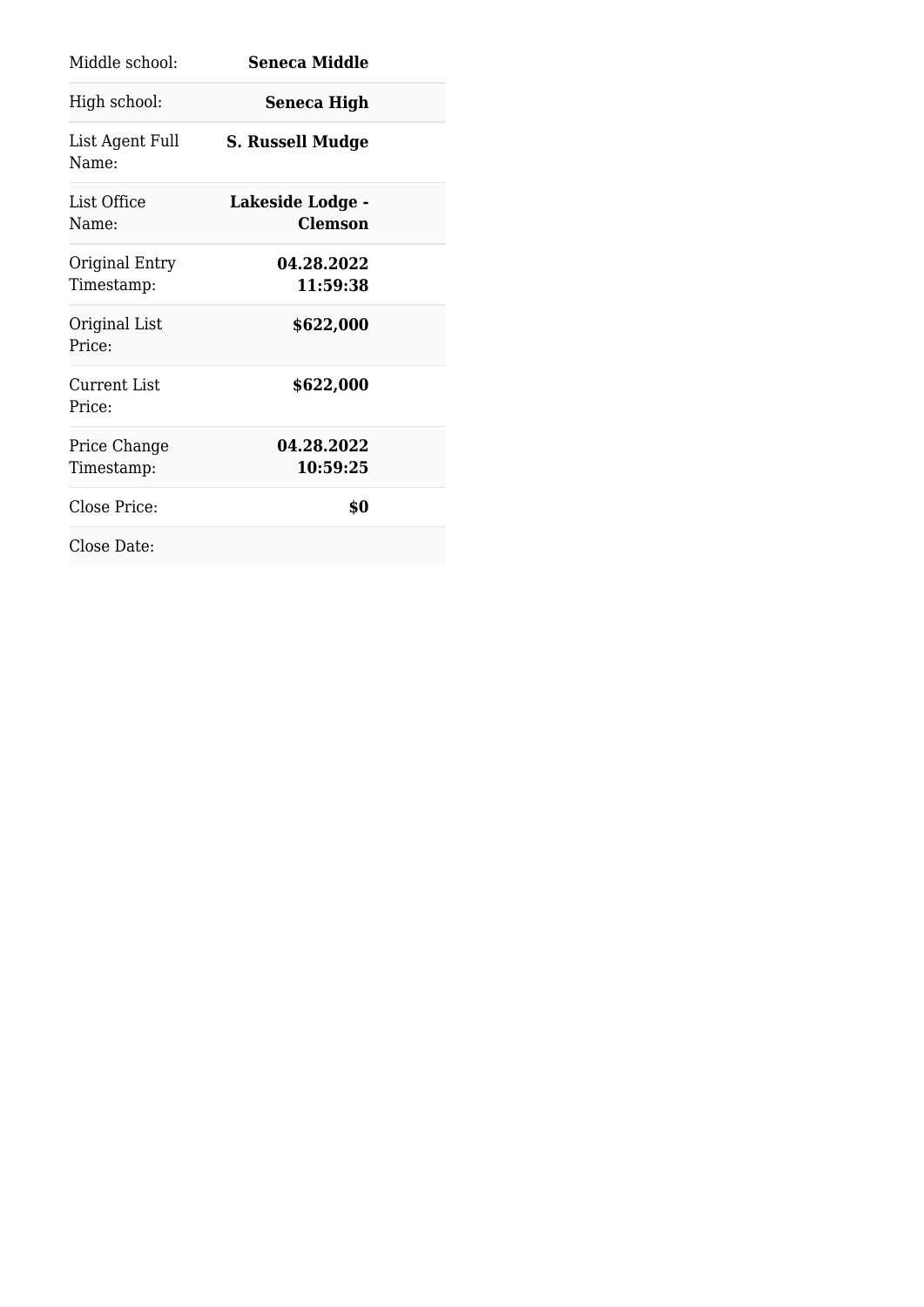| | |
|---|---|
| Middle school: | **Seneca Middle** |
| High school: | **Seneca High** |
| List Agent Full Name: | **S. Russell Mudge** |
| List Office Name: | **Lakeside Lodge - Clemson** |
| Original Entry Timestamp: | **04.28.2022 11:59:38** |
| Original List Price: | **$622,000** |
| Current List Price: | **$622,000** |
| Price Change Timestamp: | **04.28.2022 10:59:25** |
| Close Price: | **$0** |
| Close Date: | |